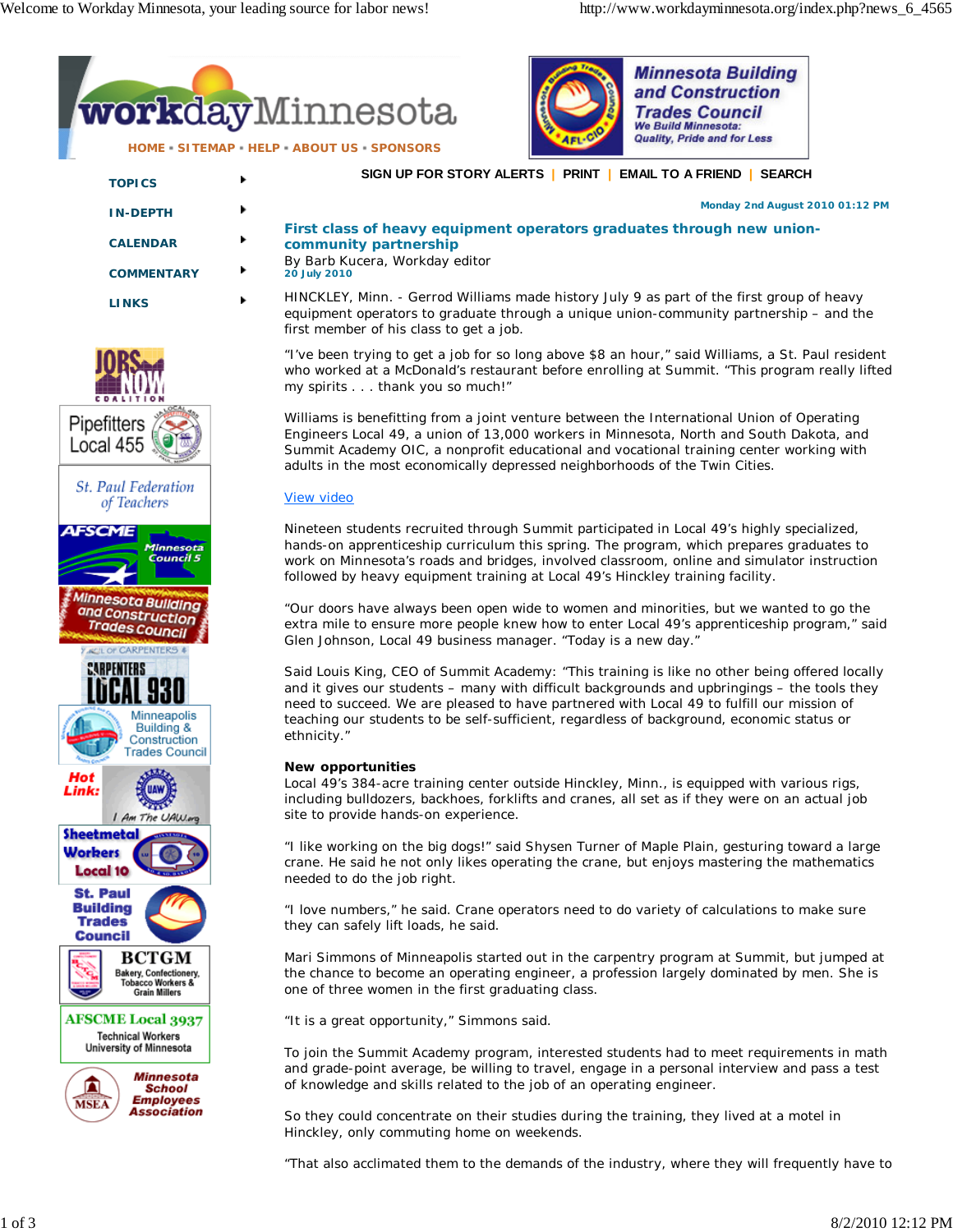HOME ▪ SITEMAP ▪ HELP ▪ ABOUT US ▪ SPONSORS

TOPICS

IN-DEPTH

CALENDAR

COMMENTARY

LINKS

SIGN UP FOR STORY ALERTS | PRINT | EMAIL TO A FRIEND | SEARCH

Monday 2nd August 2010 01:12 PM

## First class of heavy equipment operators graduates through new union-community partnership

By Barb Kucera, Workday editor
20 July 2010

HINCKLEY, Minn. - Gerrod Williams made history July 9 as part of the first group of heavy equipment operators to graduate through a unique union-community partnership – and the first member of his class to get a job.

"I've been trying to get a job for so long above $8 an hour," said Williams, a St. Paul resident who worked at a McDonald's restaurant before enrolling at Summit. "This program really lifted my spirits . . . thank you so much!"

Williams is benefitting from a joint venture between the International Union of Operating Engineers Local 49, a union of 13,000 workers in Minnesota, North and South Dakota, and Summit Academy OIC, a nonprofit educational and vocational training center working with adults in the most economically depressed neighborhoods of the Twin Cities.

View video

Nineteen students recruited through Summit participated in Local 49's highly specialized, hands-on apprenticeship curriculum this spring. The program, which prepares graduates to work on Minnesota's roads and bridges, involved classroom, online and simulator instruction followed by heavy equipment training at Local 49's Hinckley training facility.

"Our doors have always been open wide to women and minorities, but we wanted to go the extra mile to ensure more people knew how to enter Local 49's apprenticeship program," said Glen Johnson, Local 49 business manager. "Today is a new day."

Said Louis King, CEO of Summit Academy: "This training is like no other being offered locally and it gives our students – many with difficult backgrounds and upbringings – the tools they need to succeed. We are pleased to have partnered with Local 49 to fulfill our mission of teaching our students to be self-sufficient, regardless of background, economic status or ethnicity."

**New opportunities**

Local 49's 384-acre training center outside Hinckley, Minn., is equipped with various rigs, including bulldozers, backhoes, forklifts and cranes, all set as if they were on an actual job site to provide hands-on experience.

"I like working on the big dogs!" said Shysen Turner of Maple Plain, gesturing toward a large crane. He said he not only likes operating the crane, but enjoys mastering the mathematics needed to do the job right.

"I love numbers," he said. Crane operators need to do variety of calculations to make sure they can safely lift loads, he said.

Mari Simmons of Minneapolis started out in the carpentry program at Summit, but jumped at the chance to become an operating engineer, a profession largely dominated by men. She is one of three women in the first graduating class.

"It is a great opportunity," Simmons said.

To join the Summit Academy program, interested students had to meet requirements in math and grade-point average, be willing to travel, engage in a personal interview and pass a test of knowledge and skills related to the job of an operating engineer.

So they could concentrate on their studies during the training, they lived at a motel in Hinckley, only commuting home on weekends.

"That also acclimated them to the demands of the industry, where they will frequently have to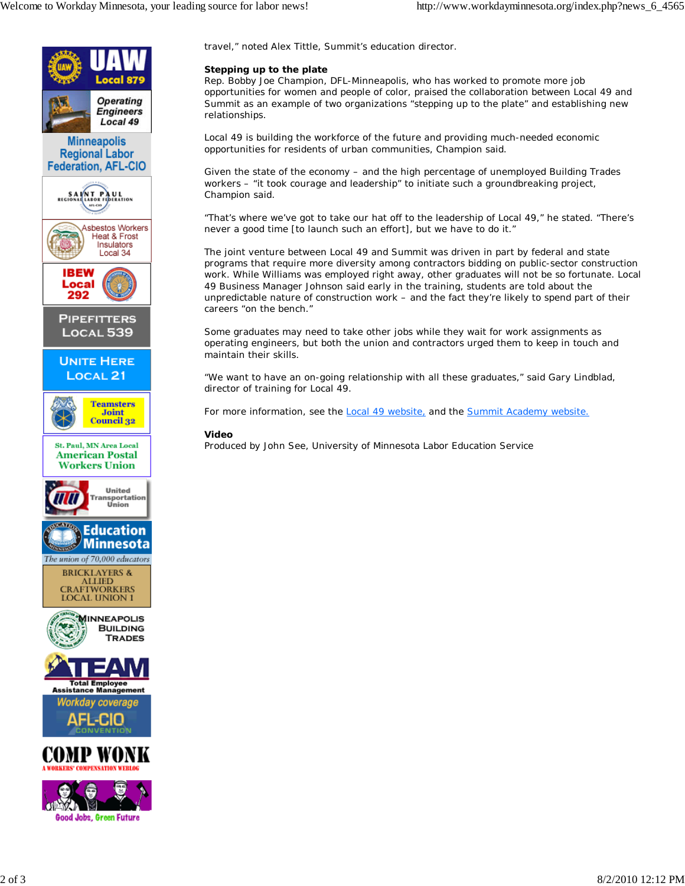travel," noted Alex Tittle, Summit's education director.

**Stepping up to the plate**

Rep. Bobby Joe Champion, DFL-Minneapolis, who has worked to promote more job opportunities for women and people of color, praised the collaboration between Local 49 and Summit as an example of two organizations "stepping up to the plate" and establishing new relationships.

Local 49 is building the workforce of the future and providing much-needed economic opportunities for residents of urban communities, Champion said.

Given the state of the economy – and the high percentage of unemployed Building Trades workers – "it took courage and leadership" to initiate such a groundbreaking project, Champion said.

"That's where we've got to take our hat off to the leadership of Local 49," he stated. "There's never a good time [to launch such an effort], but we have to do it."

The joint venture between Local 49 and Summit was driven in part by federal and state programs that require more diversity among contractors bidding on public-sector construction work. While Williams was employed right away, other graduates will not be so fortunate. Local 49 Business Manager Johnson said early in the training, students are told about the unpredictable nature of construction work – and the fact they're likely to spend part of their careers "on the bench."

Some graduates may need to take other jobs while they wait for work assignments as operating engineers, but both the union and contractors urged them to keep in touch and maintain their skills.

"We want to have an on-going relationship with all these graduates," said Gary Lindblad, director of training for Local 49.

For more information, see the Local 49 website, and the Summit Academy website.

**Video**

Produced by John See, University of Minnesota Labor Education Service

UAW Local 879

Operating Engineers Local 49

Minneapolis Regional Labor Federation, AFL-CIO

Saint Paul Regional Labor Federation AFL-CIO

Asbestos Workers Heat & Frost Insulators Local 34

IBEW Local 292

Pipefitters Local 539

Unite Here Local 21

Teamsters Joint Council 32

St. Paul, MN Area Local American Postal Workers Union

United Transportation Union

Education Minnesota
The union of 70,000 educators

Bricklayers & Allied Craftworkers Local Union 1

Minneapolis Building Trades

TEAM Total Employee Assistance Management

Workday coverage AFL-CIO Convention

COMP WONK
A Workers' Compensation Weblog

Good Jobs, Green Future